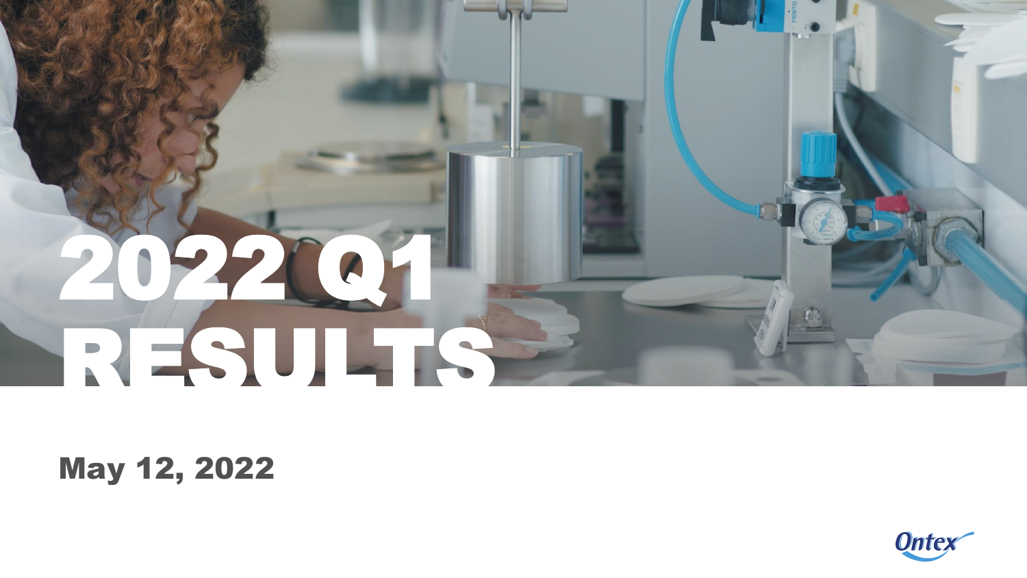# 2022 Q1 RESULTS

**May 12, 2022**

Ontex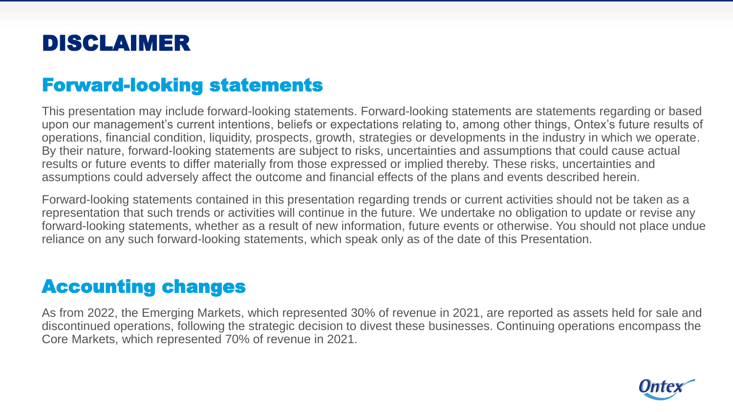# DISCLAIMER

## Forward-looking statements

This presentation may include forward-looking statements. Forward-looking statements are statements regarding or based upon our management's current intentions, beliefs or expectations relating to, among other things, Ontex's future results of operations, financial condition, liquidity, prospects, growth, strategies or developments in the industry in which we operate. By their nature, forward-looking statements are subject to risks, uncertainties and assumptions that could cause actual results or future events to differ materially from those expressed or implied thereby. These risks, uncertainties and assumptions could adversely affect the outcome and financial effects of the plans and events described herein.

Forward-looking statements contained in this presentation regarding trends or current activities should not be taken as a representation that such trends or activities will continue in the future. We undertake no obligation to update or revise any forward-looking statements, whether as a result of new information, future events or otherwise. You should not place undue reliance on any such forward-looking statements, which speak only as of the date of this Presentation.

## Accounting changes

As from 2022, the Emerging Markets, which represented 30% of revenue in 2021, are reported as assets held for sale and discontinued operations, following the strategic decision to divest these businesses. Continuing operations encompass the Core Markets, which represented 70% of revenue in 2021.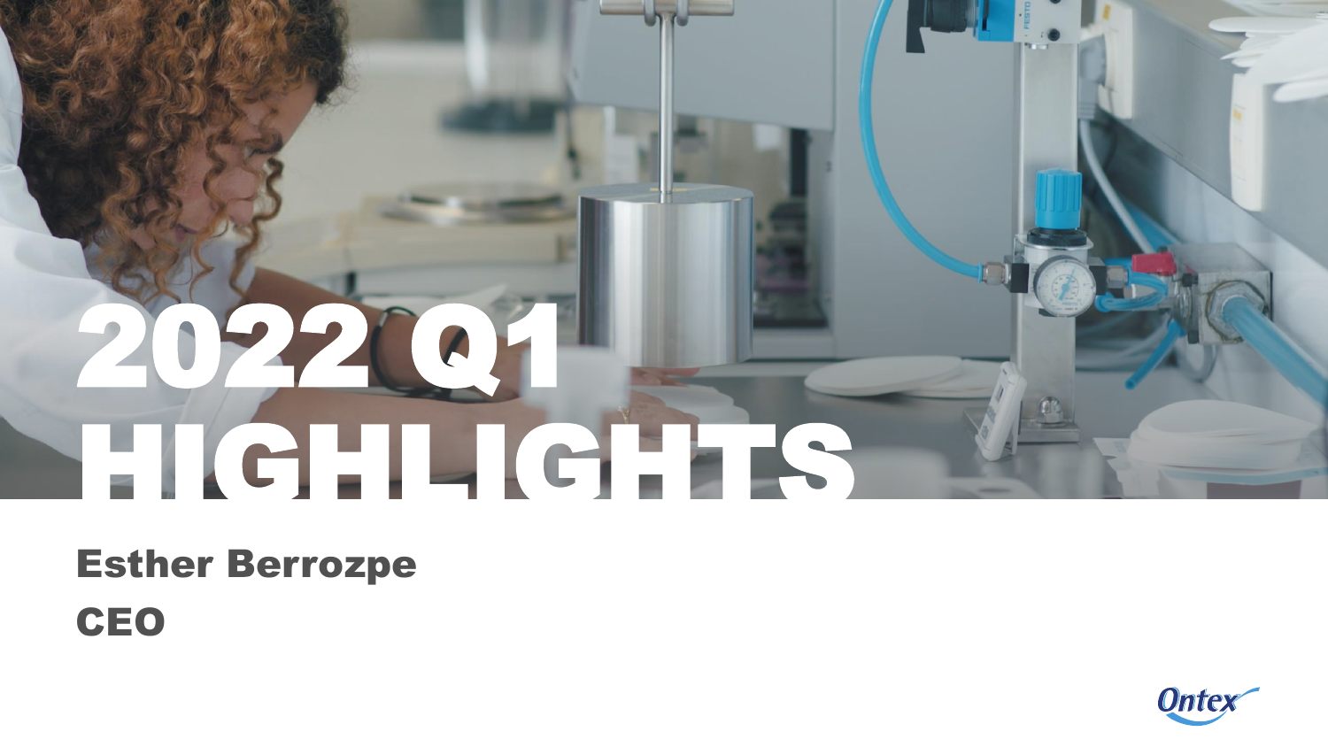# 2022 Q1 HIGHLIGHTS

**Esther Berrozpe**

**CEO**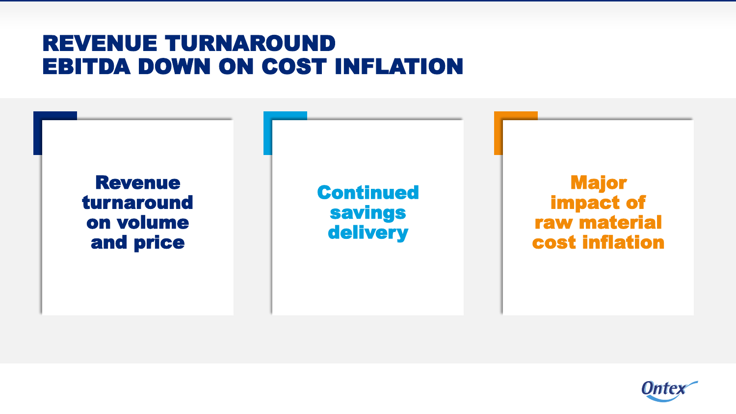# REVENUE TURNAROUND
# EBITDA DOWN ON COST INFLATION

**Revenue turnaround on volume and price**

**Continued savings delivery**

**Major impact of raw material cost inflation**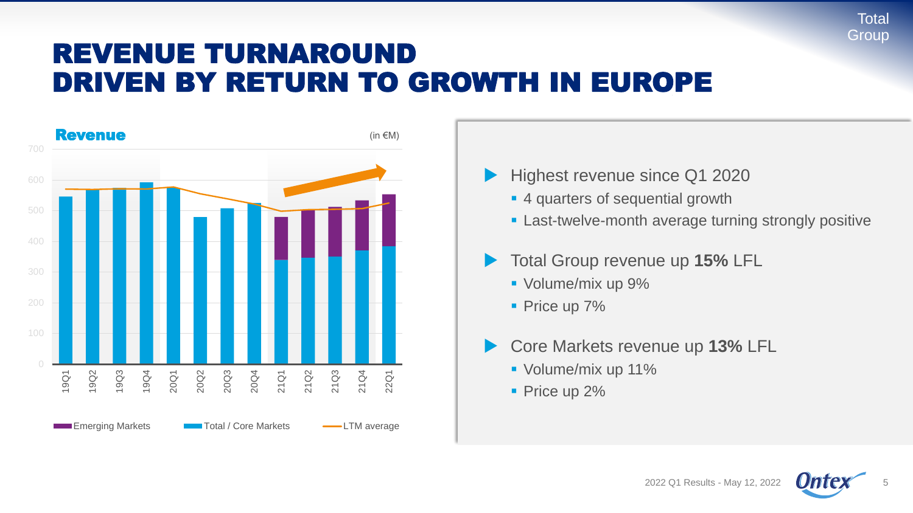# REVENUE TURNAROUND DRIVEN BY RETURN TO GROWTH IN EUROPE

**Revenue** (in €M)

Quarters: 19Q1, 19Q2, 19Q3, 19Q4, 20Q1, 20Q2, 20Q3, 20Q4, 21Q1, 21Q2, 21Q3, 21Q4, 22Q1

Emerging Markets | Total / Core Markets | LTM average

- Highest revenue since Q1 2020
  - 4 quarters of sequential growth
  - Last-twelve-month average turning strongly positive
- Total Group revenue up **15%** LFL
  - Volume/mix up 9%
  - Price up 7%
- Core Markets revenue up **13%** LFL
  - Volume/mix up 11%
  - Price up 2%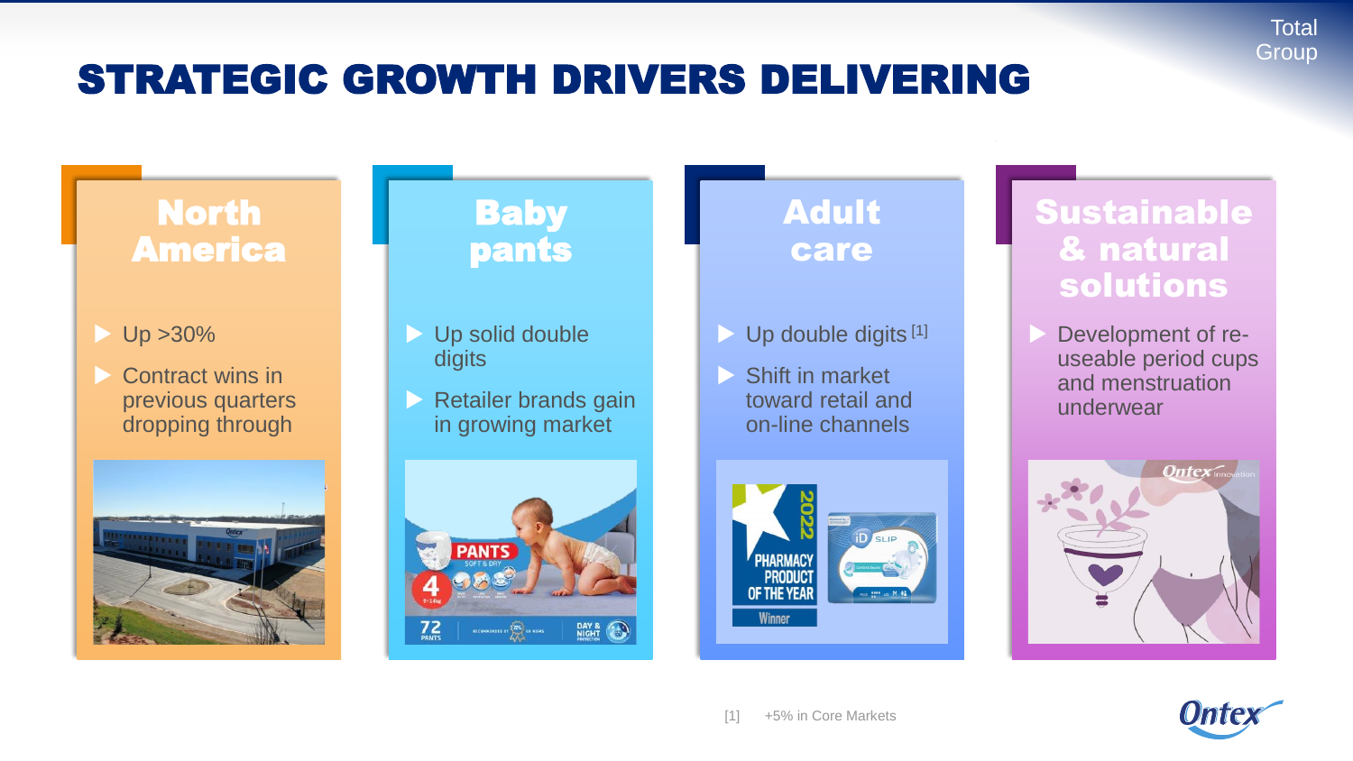# STRATEGIC GROWTH DRIVERS DELIVERING

## North America

- Up >30%
- Contract wins in previous quarters dropping through

## Baby pants

- Up solid double digits
- Retailer brands gain in growing market

## Adult care

- Up double digits [1]
- Shift in market toward retail and on-line channels

## Sustainable & natural solutions

- Development of re-useable period cups and menstruation underwear

[1] +5% in Core Markets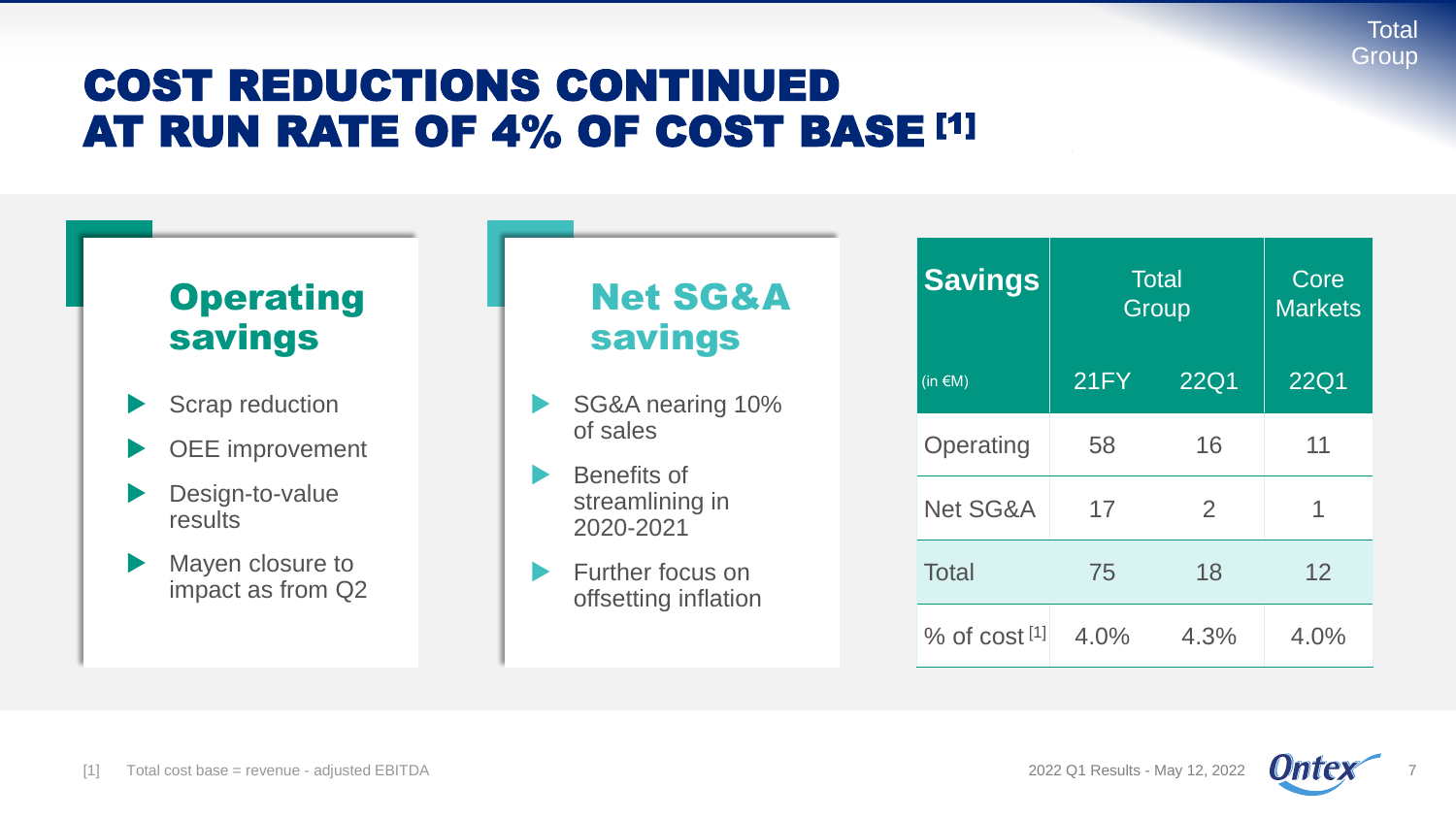# COST REDUCTIONS CONTINUED AT RUN RATE OF 4% OF COST BASE [1]

## Operating savings

- Scrap reduction
- OEE improvement
- Design-to-value results
- Mayen closure to impact as from Q2

## Net SG&A savings

- SG&A nearing 10% of sales
- Benefits of streamlining in 2020-2021
- Further focus on offsetting inflation

| Savings | Total Group | | Core Markets |
|---|---|---|---|
| (in €M) | 21FY | 22Q1 | 22Q1 |
| Operating | 58 | 16 | 11 |
| Net SG&A | 17 | 2 | 1 |
| Total | 75 | 18 | 12 |
| % of cost [1] | 4.0% | 4.3% | 4.0% |

[1] Total cost base = revenue - adjusted EBITDA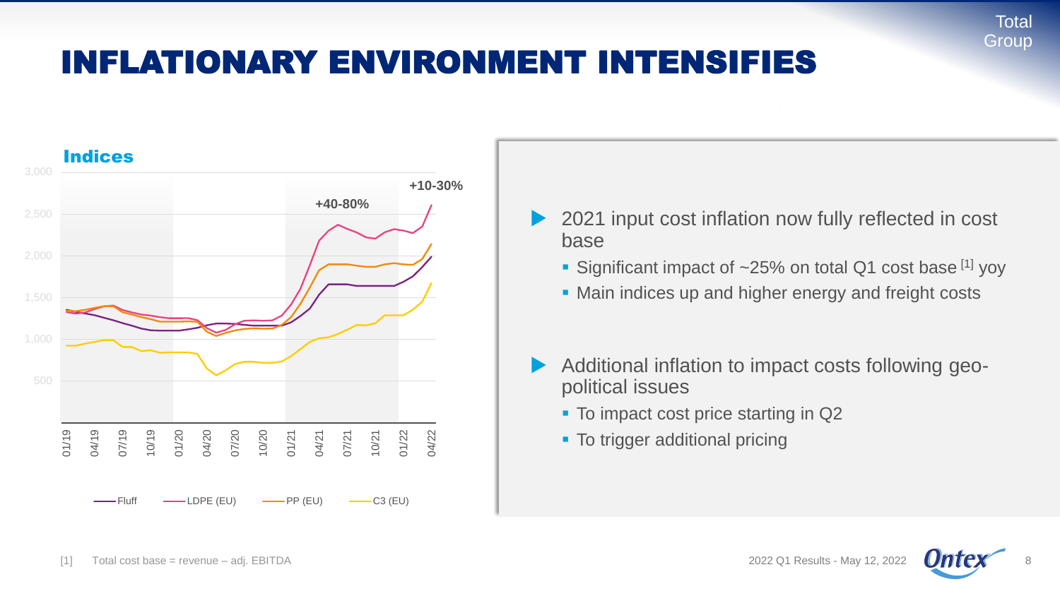# INFLATIONARY ENVIRONMENT INTENSIFIES

## Indices

3,000
2,500
2,000
1,500
1,000
500

+40-80%

+10-30%

01/19 04/19 07/19 10/19 01/20 04/20 07/20 10/20 01/21 04/21 07/21 10/21 01/22 04/22

Fluff — LDPE (EU) — PP (EU) — C3 (EU)

- 2021 input cost inflation now fully reflected in cost base
  - Significant impact of ~25% on total Q1 cost base [1] yoy
  - Main indices up and higher energy and freight costs
- Additional inflation to impact costs following geo-political issues
  - To impact cost price starting in Q2
  - To trigger additional pricing

[1] Total cost base = revenue – adj. EBITDA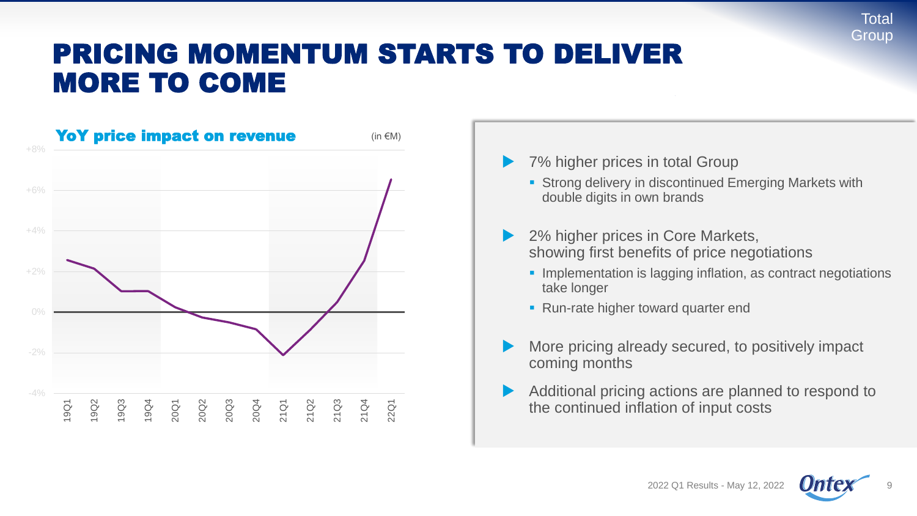# PRICING MOMENTUM STARTS TO DELIVER MORE TO COME

**YoY price impact on revenue** (in €M)

- 7% higher prices in total Group
  - Strong delivery in discontinued Emerging Markets with double digits in own brands
- 2% higher prices in Core Markets, showing first benefits of price negotiations
  - Implementation is lagging inflation, as contract negotiations take longer
  - Run-rate higher toward quarter end
- More pricing already secured, to positively impact coming months
- Additional pricing actions are planned to respond to the continued inflation of input costs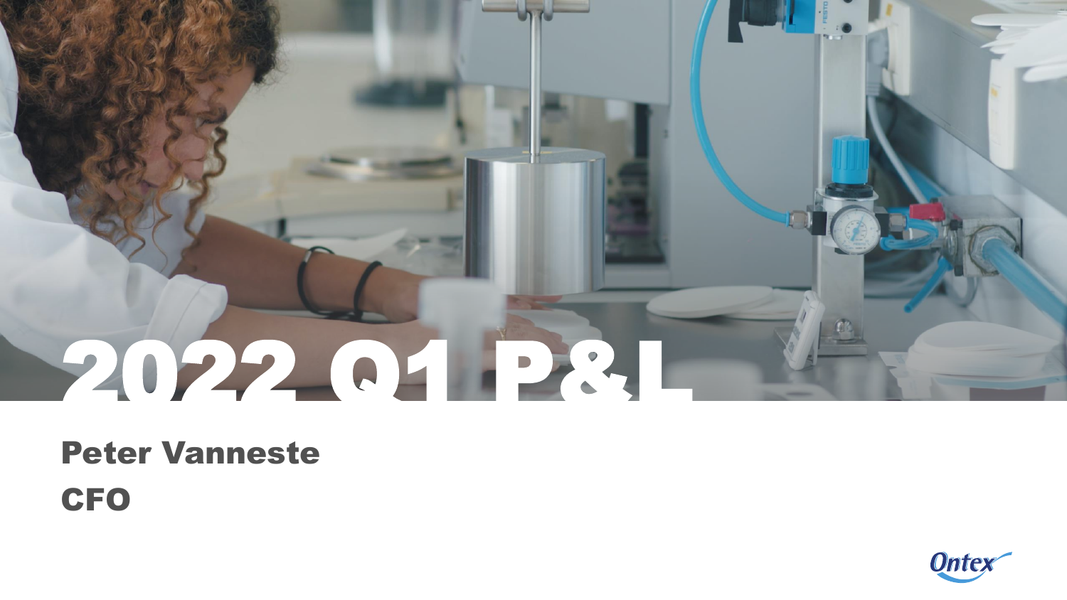# 2022 Q1 P&L

**Peter Vanneste**

**CFO**

Ontex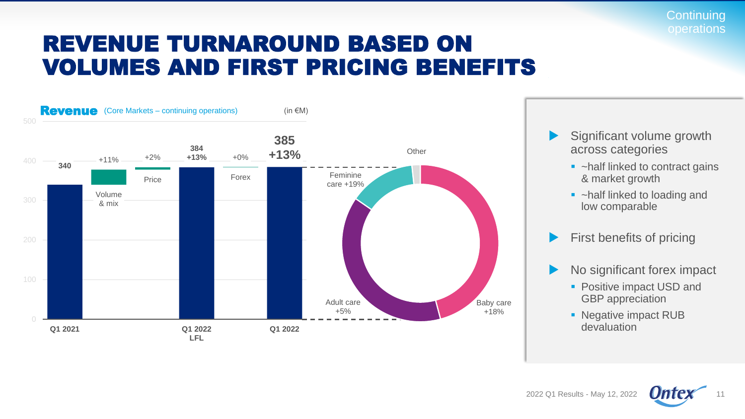Continuing operations

# REVENUE TURNAROUND BASED ON VOLUMES AND FIRST PRICING BENEFITS

**Revenue** (Core Markets – continuing operations) (in €M)

| | Q1 2021 | Volume & mix | Price | Q1 2022 LFL | Forex | Q1 2022 |
|---|---|---|---|---|---|---|
| Revenue | 340 | +11% | +2% | 384 (+13%) | +0% | 385 (+13%) |

Q1 2022 revenue by category:

- Baby care +18%
- Adult care +5%
- Feminine care +19%
- Other

- Significant volume growth across categories
  - ~half linked to contract gains & market growth
  - ~half linked to loading and low comparable
- First benefits of pricing
- No significant forex impact
  - Positive impact USD and GBP appreciation
  - Negative impact RUB devaluation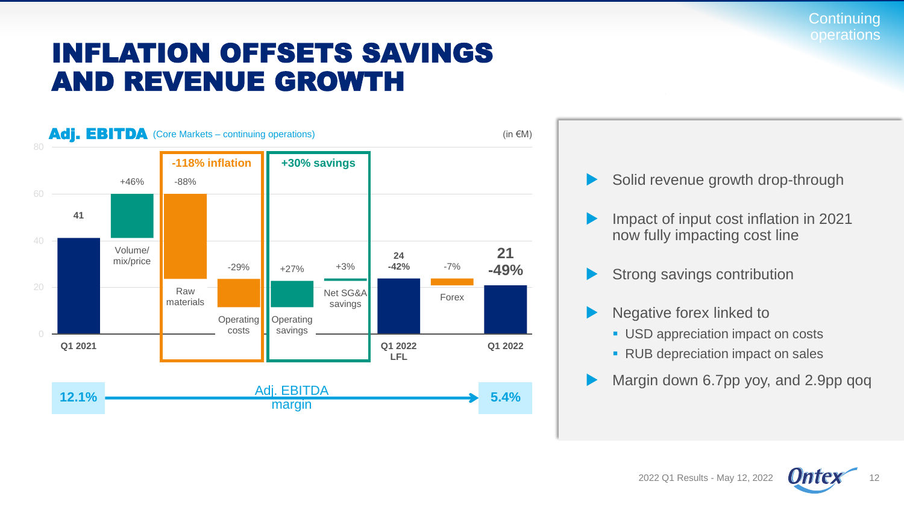# INFLATION OFFSETS SAVINGS AND REVENUE GROWTH

Continuing operations

**Adj. EBITDA** (Core Markets – continuing operations) (in €M)

| Item | Value / Change |
|---|---|
| Q1 2021 | 41 |
| Volume/ mix/price | +46% |
| Raw materials | -88% |
| Operating costs | -29% |
| Operating savings | +27% |
| Net SG&A savings | +3% |
| Q1 2022 LFL | 24 (-42%) |
| Forex | -7% |
| Q1 2022 | 21 (-49%) |

-118% inflation (Raw materials, Operating costs)

+30% savings (Operating savings, Net SG&A savings)

Adj. EBITDA margin: 12.1% → 5.4%

- Solid revenue growth drop-through
- Impact of input cost inflation in 2021 now fully impacting cost line
- Strong savings contribution
- Negative forex linked to
  - USD appreciation impact on costs
  - RUB depreciation impact on sales
- Margin down 6.7pp yoy, and 2.9pp qoq

2022 Q1 Results - May 12, 2022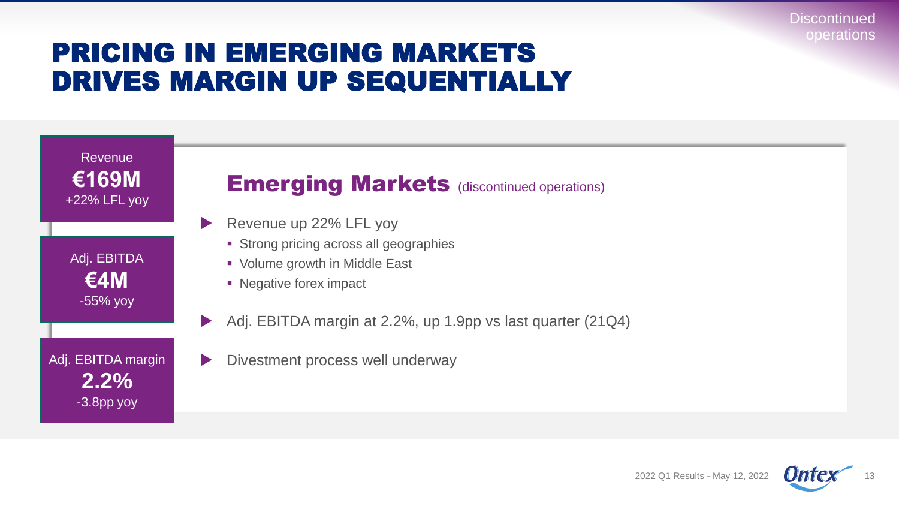Discontinued operations

# PRICING IN EMERGING MARKETS DRIVES MARGIN UP SEQUENTIALLY

Revenue
**€169M**
+22% LFL yoy

Adj. EBITDA
**€4M**
-55% yoy

Adj. EBITDA margin
**2.2%**
-3.8pp yoy

## Emerging Markets (discontinued operations)

- Revenue up 22% LFL yoy
  - Strong pricing across all geographies
  - Volume growth in Middle East
  - Negative forex impact
- Adj. EBITDA margin at 2.2%, up 1.9pp vs last quarter (21Q4)
- Divestment process well underway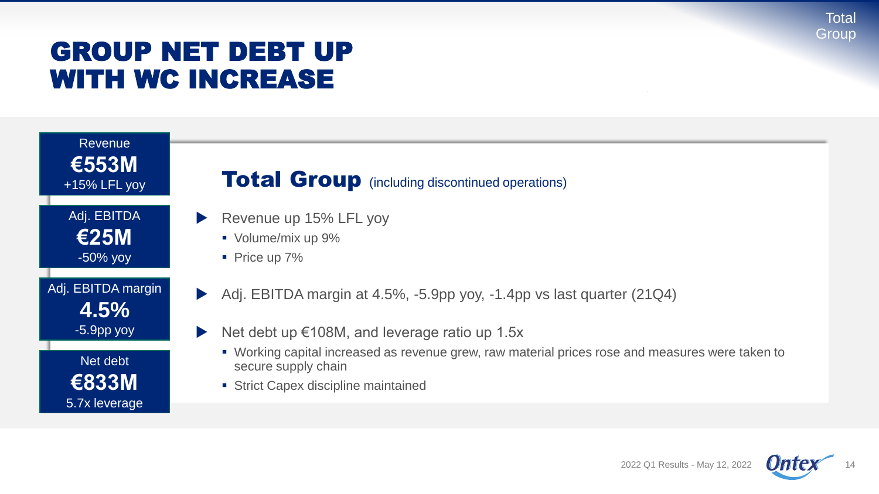# GROUP NET DEBT UP WITH WC INCREASE

Revenue
**€553M**
+15% LFL yoy

Adj. EBITDA
**€25M**
-50% yoy

Adj. EBITDA margin
**4.5%**
-5.9pp yoy

Net debt
**€833M**
5.7x leverage

## Total Group (including discontinued operations)

- Revenue up 15% LFL yoy
  - Volume/mix up 9%
  - Price up 7%
- Adj. EBITDA margin at 4.5%, -5.9pp yoy, -1.4pp vs last quarter (21Q4)
- Net debt up €108M, and leverage ratio up 1.5x
  - Working capital increased as revenue grew, raw material prices rose and measures were taken to secure supply chain
  - Strict Capex discipline maintained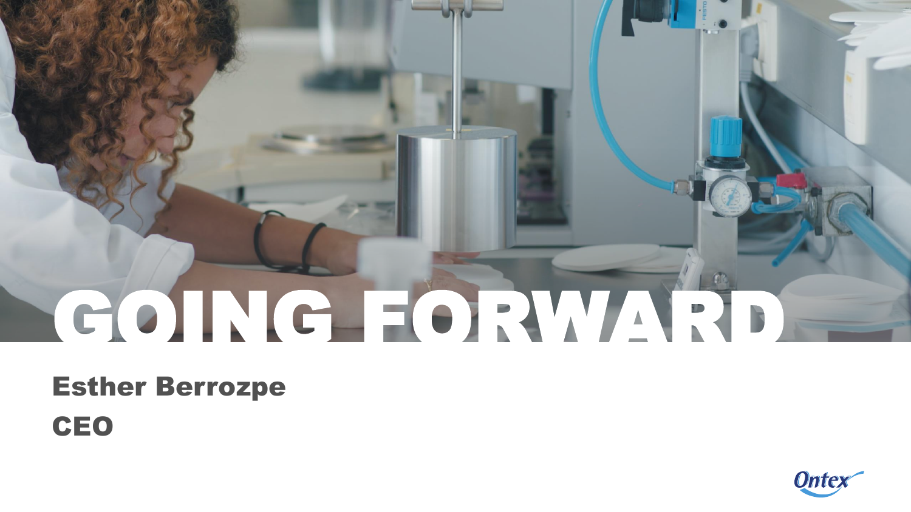# GOING FORWARD

**Esther Berrozpe**

**CEO**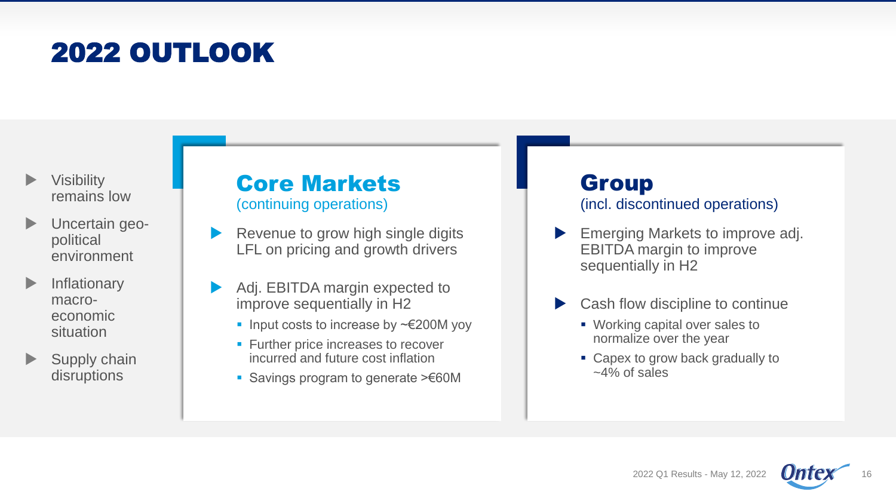# 2022 OUTLOOK

- Visibility remains low
- Uncertain geo-political environment
- Inflationary macro-economic situation
- Supply chain disruptions

## Core Markets
(continuing operations)

- Revenue to grow high single digits LFL on pricing and growth drivers
- Adj. EBITDA margin expected to improve sequentially in H2
  - Input costs to increase by ~€200M yoy
  - Further price increases to recover incurred and future cost inflation
  - Savings program to generate >€60M

## Group
(incl. discontinued operations)

- Emerging Markets to improve adj. EBITDA margin to improve sequentially in H2
- Cash flow discipline to continue
  - Working capital over sales to normalize over the year
  - Capex to grow back gradually to ~4% of sales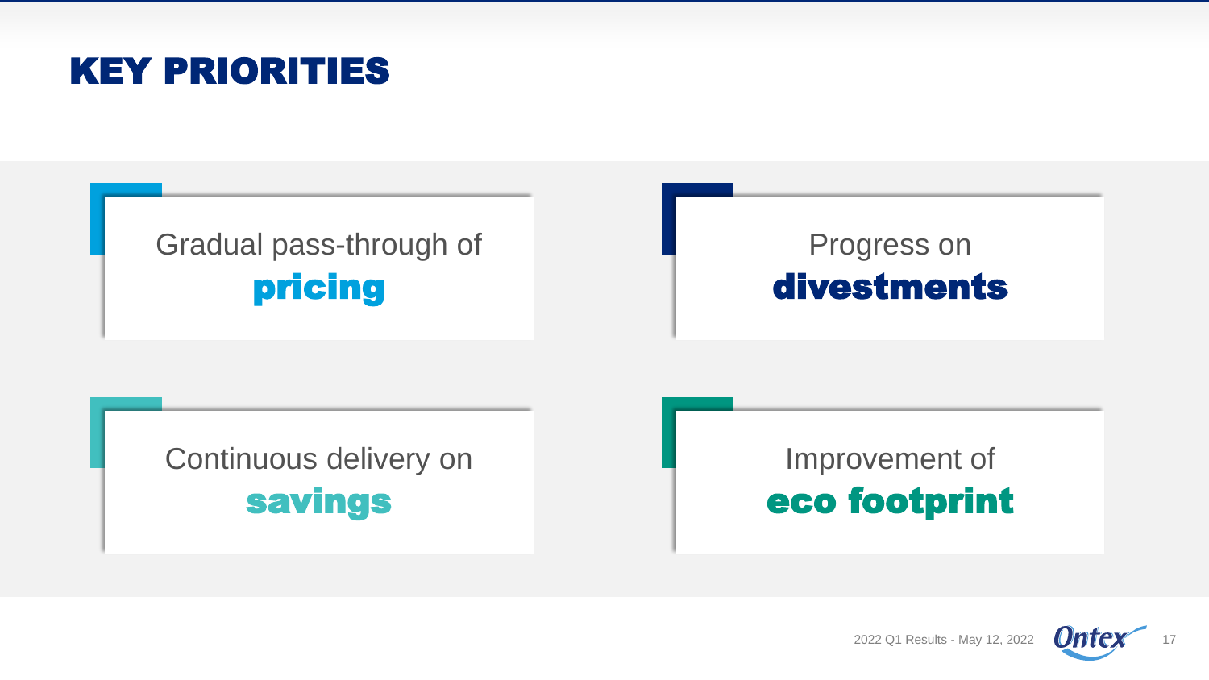# KEY PRIORITIES

Gradual pass-through of **pricing**

Progress on **divestments**

Continuous delivery on **savings**

Improvement of **eco footprint**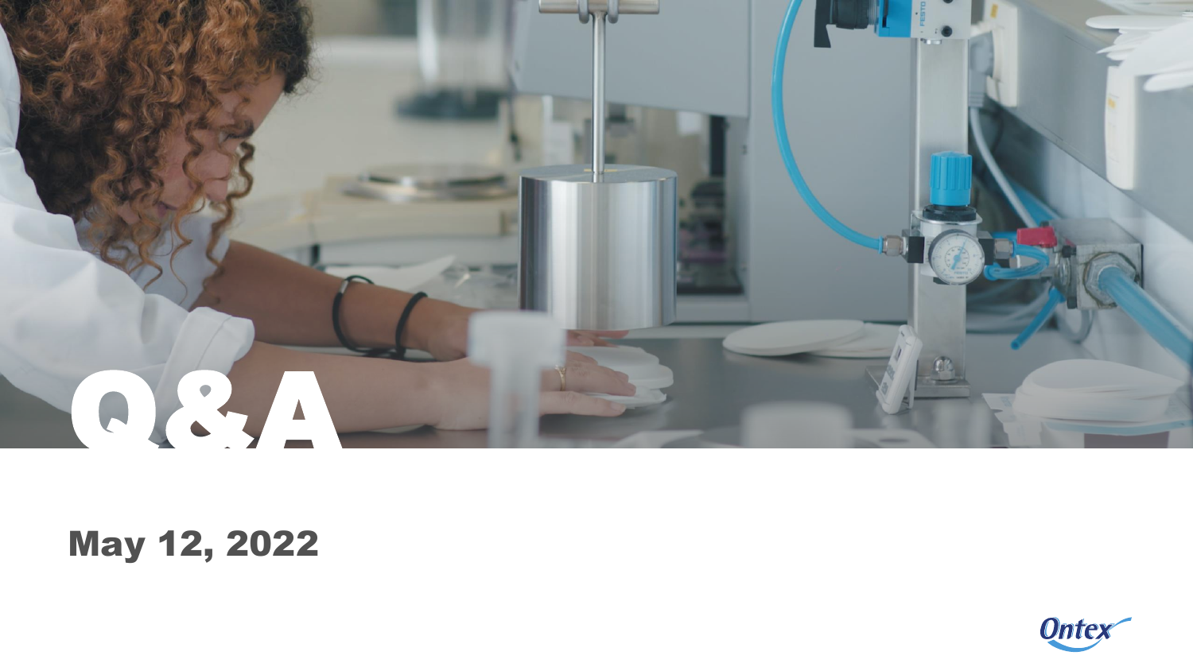# Q&A

**May 12, 2022**

Ontex